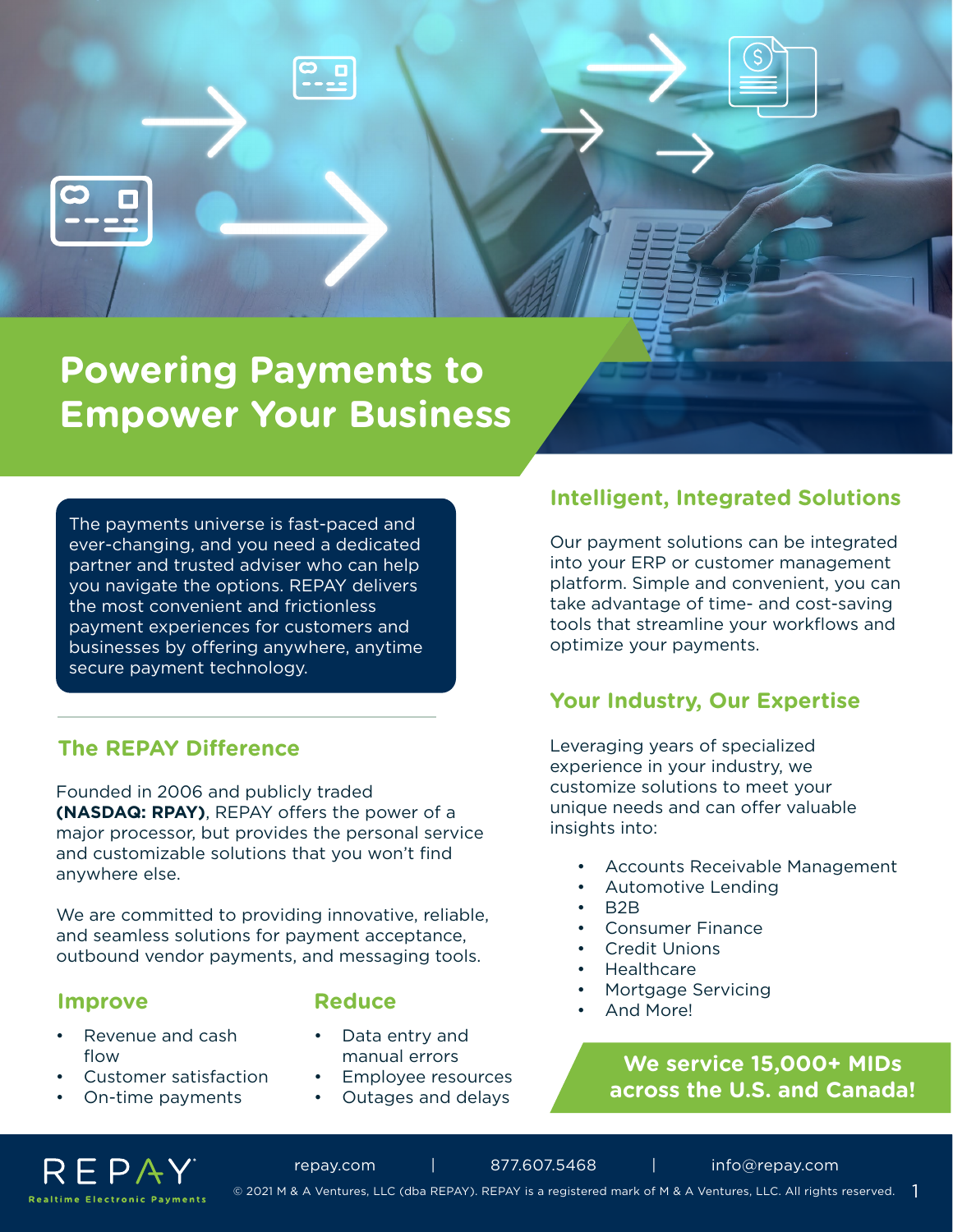# Powering Payments to Empower Your Business

The payments universe is fast-paced and ever-changing, and you need a dedicated partner and trusted adviser who can help you navigate the options. REPAY delivers the most convenient and frictionless payment experiences for customers and businesses by offering anywhere, anytime secure payment technology.

## The REPAY Difference

Founded in 2006 and publicly traded **(NASDAQ: RPAY)**, REPAY offers the power of a major processor, but provides the personal service and customizable solutions that you won't find anywhere else.

We are committed to providing innovative, reliable, and seamless solutions for payment acceptance, outbound vendor payments, and messaging tools.

### Improve

- Revenue and cash flow
- Customer satisfaction
- On-time payments

### Reduce

- Data entry and manual errors
- Employee resources
- Outages and delays

## Intelligent, Integrated Solutions

Our payment solutions can be integrated into your ERP or customer management platform. Simple and convenient, you can take advantage of time- and cost-saving tools that streamline your workflows and optimize your payments.

## Your Industry, Our Expertise

Leveraging years of specialized experience in your industry, we customize solutions to meet your unique needs and can offer valuable insights into:

- Accounts Receivable Management
- Automotive Lending
- B2B
- Consumer Finance
- Credit Unions
- Healthcare
- Mortgage Servicing
- And More!

**We service 15,000+ MIDs across the U.S. and Canada!**

REPAY Realtime Electronic Payments

repay.com | 877.607.5468 | info@repay.com

© 2021 M & A Ventures, LLC (dba REPAY). REPAY is a registered mark of M & A Ventures, LLC. All rights reserved.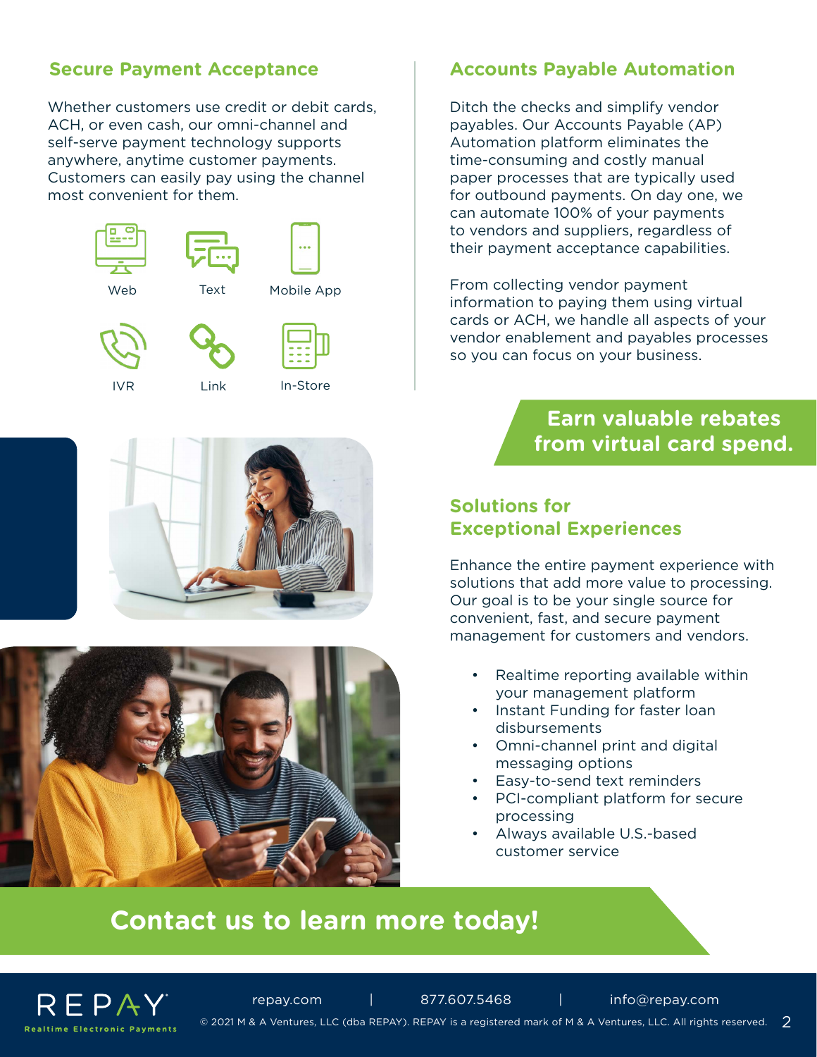## Secure Payment Acceptance

Whether customers use credit or debit cards, ACH, or even cash, our omni-channel and self-serve payment technology supports anywhere, anytime customer payments. Customers can easily pay using the channel most convenient for them.

Web

Text

Mobile App

IVR

Link

In-Store

## Accounts Payable Automation

Ditch the checks and simplify vendor payables. Our Accounts Payable (AP) Automation platform eliminates the time-consuming and costly manual paper processes that are typically used for outbound payments. On day one, we can automate 100% of your payments to vendors and suppliers, regardless of their payment acceptance capabilities.

From collecting vendor payment information to paying them using virtual cards or ACH, we handle all aspects of your vendor enablement and payables processes so you can focus on your business.

**Earn valuable rebates from virtual card spend.**

## Solutions for Exceptional Experiences

Enhance the entire payment experience with solutions that add more value to processing. Our goal is to be your single source for convenient, fast, and secure payment management for customers and vendors.

- Realtime reporting available within your management platform
- Instant Funding for faster loan disbursements
- Omni-channel print and digital messaging options
- Easy-to-send text reminders
- PCI-compliant platform for secure processing
- Always available U.S.-based customer service

**Contact us to learn more today!**

REPAY
Realtime Electronic Payments

repay.com | 877.607.5468 | info@repay.com

© 2021 M & A Ventures, LLC (dba REPAY). REPAY is a registered mark of M & A Ventures, LLC. All rights reserved.